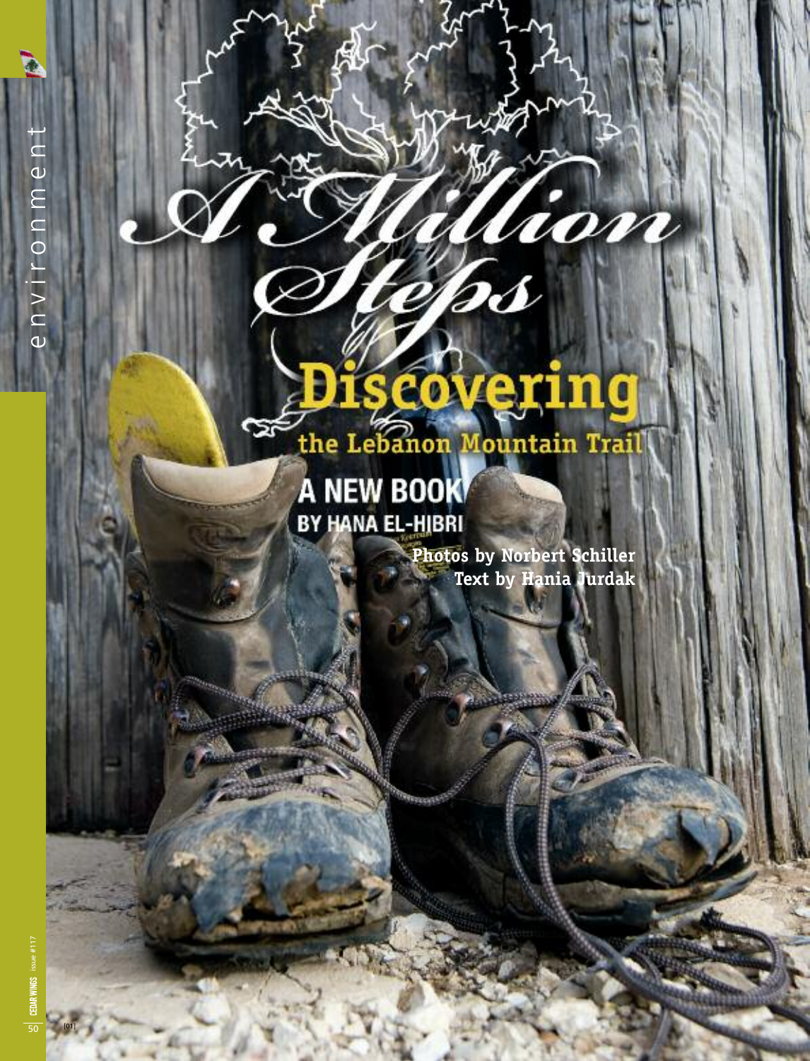# A Million Steps

## Discovering the Lebanon Mountain Trail

### A NEW BOOK BY HANA EL-HIBRI

**Photos by Norbert Schiller**
**Text by Hania Jurdak**

[01]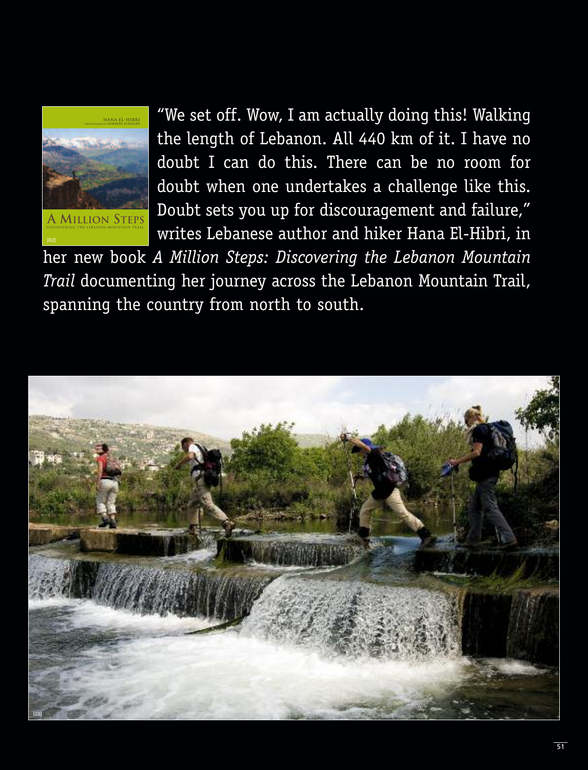"We set off. Wow, I am actually doing this! Walking the length of Lebanon. All 440 km of it. I have no doubt I can do this. There can be no room for doubt when one undertakes a challenge like this. Doubt sets you up for discouragement and failure," writes Lebanese author and hiker Hana El-Hibri, in her new book *A Million Steps: Discovering the Lebanon Mountain Trail* documenting her journey across the Lebanon Mountain Trail, spanning the country from north to south.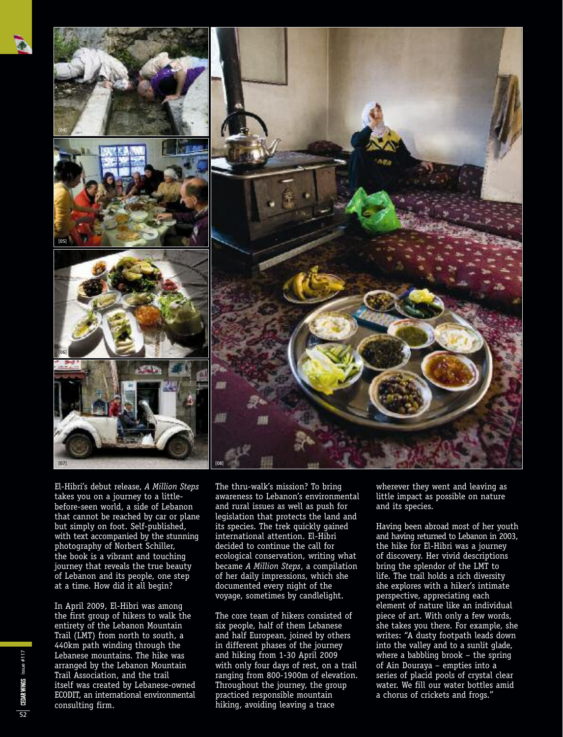[04]

[05]

[06]

[07]

[08]

El-Hibri's debut release, *A Million Steps* takes you on a journey to a little-before-seen world, a side of Lebanon that cannot be reached by car or plane but simply on foot. Self-published, with text accompanied by the stunning photography of Norbert Schiller, the book is a vibrant and touching journey that reveals the true beauty of Lebanon and its people, one step at a time. How did it all begin?

In April 2009, El-Hibri was among the first group of hikers to walk the entirety of the Lebanon Mountain Trail (LMT) from north to south, a 440km path winding through the Lebanese mountains. The hike was arranged by the Lebanon Mountain Trail Association, and the trail itself was created by Lebanese-owned ECODIT, an international environmental consulting firm.

The thru-walk's mission? To bring awareness to Lebanon's environmental and rural issues as well as push for legislation that protects the land and its species. The trek quickly gained international attention. El-Hibri decided to continue the call for ecological conservation, writing what became *A Million Steps*, a compilation of her daily impressions, which she documented every night of the voyage, sometimes by candlelight.

The core team of hikers consisted of six people, half of them Lebanese and half European, joined by others in different phases of the journey and hiking from 1-30 April 2009 with only four days of rest, on a trail ranging from 800-1900m of elevation. Throughout the journey, the group practiced responsible mountain hiking, avoiding leaving a trace wherever they went and leaving as little impact as possible on nature and its species.

Having been abroad most of her youth and having returned to Lebanon in 2003, the hike for El-Hibri was a journey of discovery. Her vivid descriptions bring the splendor of the LMT to life. The trail holds a rich diversity she explores with a hiker's intimate perspective, appreciating each element of nature like an individual piece of art. With only a few words, she takes you there. For example, she writes: "A dusty footpath leads down into the valley and to a sunlit glade, where a babbling brook – the spring of Ain Douraya – empties into a series of placid pools of crystal clear water. We fill our water bottles amid a chorus of crickets and frogs."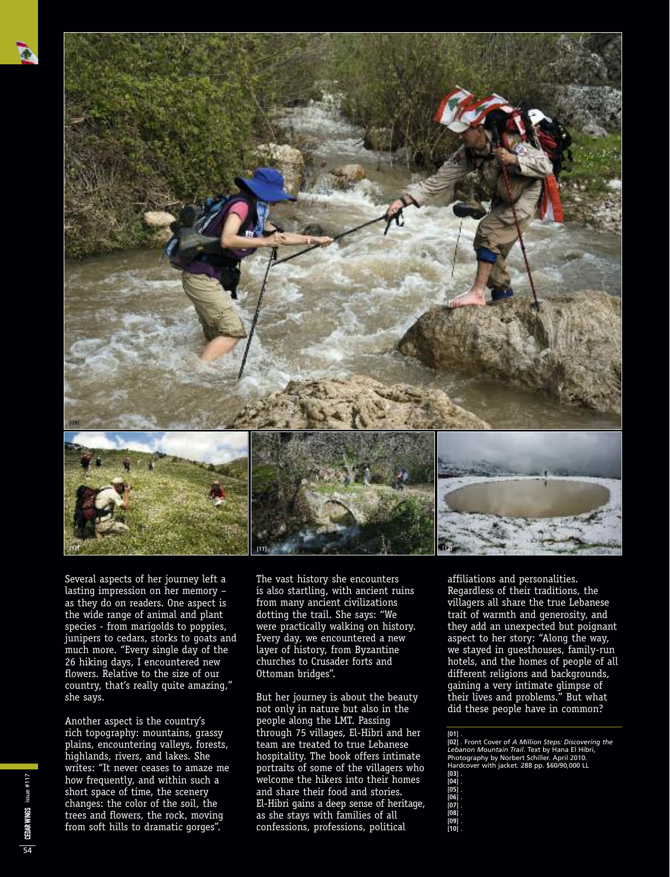Several aspects of her journey left a lasting impression on her memory – as they do on readers. One aspect is the wide range of animal and plant species - from marigolds to poppies, junipers to cedars, storks to goats and much more. "Every single day of the 26 hiking days, I encountered new flowers. Relative to the size of our country, that's really quite amazing," she says.

Another aspect is the country's rich topography: mountains, grassy plains, encountering valleys, forests, highlands, rivers, and lakes. She writes: "It never ceases to amaze me how frequently, and within such a short space of time, the scenery changes: the color of the soil, the trees and flowers, the rock, moving from soft hills to dramatic gorges".

The vast history she encounters is also startling, with ancient ruins from many ancient civilizations dotting the trail. She says: "We were practically walking on history. Every day, we encountered a new layer of history, from Byzantine churches to Crusader forts and Ottoman bridges".

But her journey is about the beauty not only in nature but also in the people along the LMT. Passing through 75 villages, El-Hibri and her team are treated to true Lebanese hospitality. The book offers intimate portraits of some of the villagers who welcome the hikers into their homes and share their food and stories. El-Hibri gains a deep sense of heritage, as she stays with families of all confessions, professions, political affiliations and personalities. Regardless of their traditions, the villagers all share the true Lebanese trait of warmth and generosity, and they add an unexpected but poignant aspect to her story: "Along the way, we stayed in guesthouses, family-run hotels, and the homes of people of all different religions and backgrounds, gaining a very intimate glimpse of their lives and problems." But what did these people have in common?

**[01]** .
**[02]** . Front Cover of *A Million Steps: Discovering the Lebanon Mountain Trail*. Text by Hana El Hibri, Photography by Norbert Schiller. April 2010. Hardcover with jacket. 288 pp. $60/90,000 LL
**[03]** .
**[04]** .
**[05]** .
**[06]** .
**[07]** .
**[08]** .
**[09]** .
**[10]** .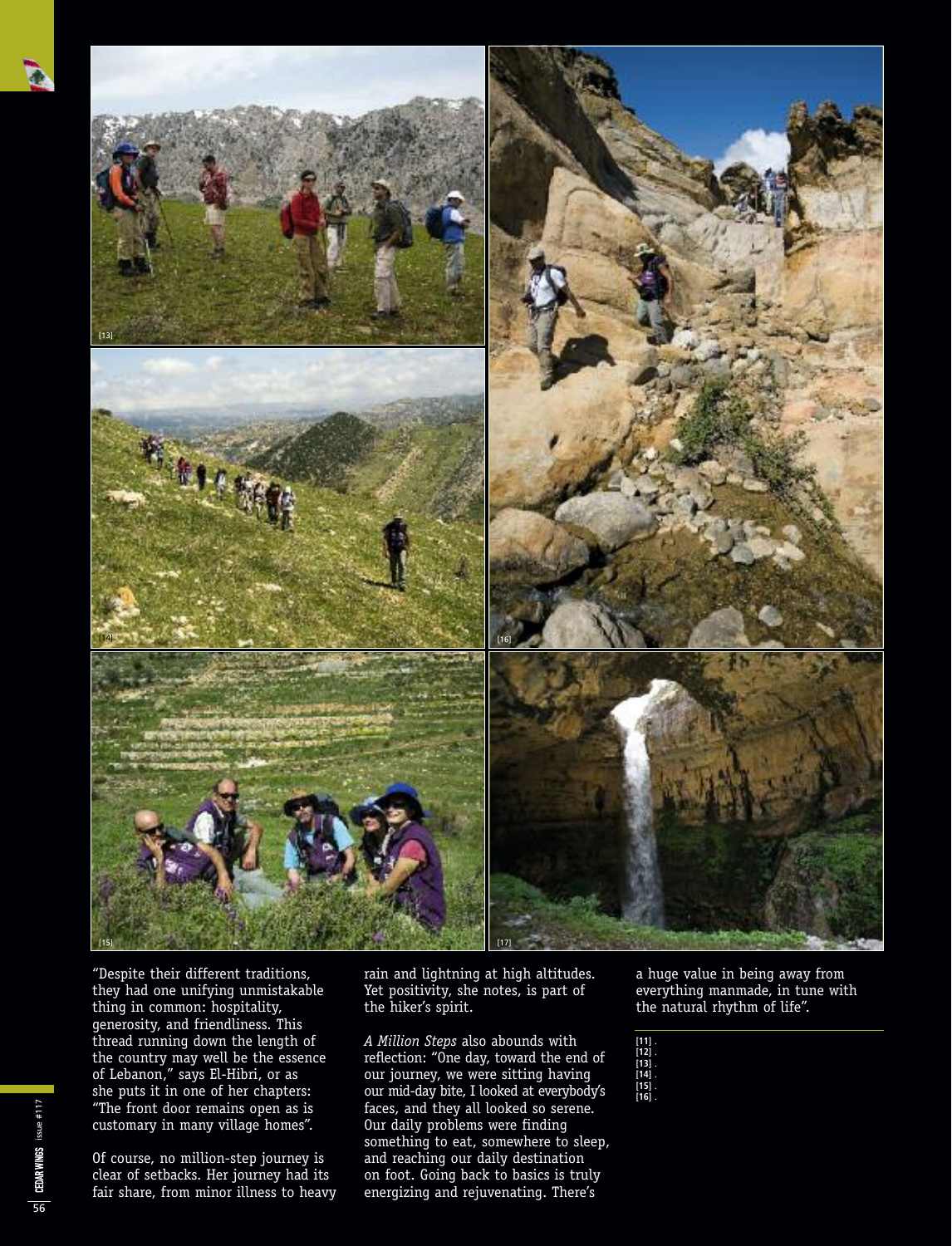"Despite their different traditions, they had one unifying unmistakable thing in common: hospitality, generosity, and friendliness. This thread running down the length of the country may well be the essence of Lebanon," says El-Hibri, or as she puts it in one of her chapters: "The front door remains open as is customary in many village homes".

Of course, no million-step journey is clear of setbacks. Her journey had its fair share, from minor illness to heavy rain and lightning at high altitudes. Yet positivity, she notes, is part of the hiker's spirit.

*A Million Steps* also abounds with reflection: "One day, toward the end of our journey, we were sitting having our mid-day bite, I looked at everybody's faces, and they all looked so serene. Our daily problems were finding something to eat, somewhere to sleep, and reaching our daily destination on foot. Going back to basics is truly energizing and rejuvenating. There's a huge value in being away from everything manmade, in tune with the natural rhythm of life".

**[11]** .
**[12]** .
**[13]** .
**[14]** .
**[15]** .
**[16]** .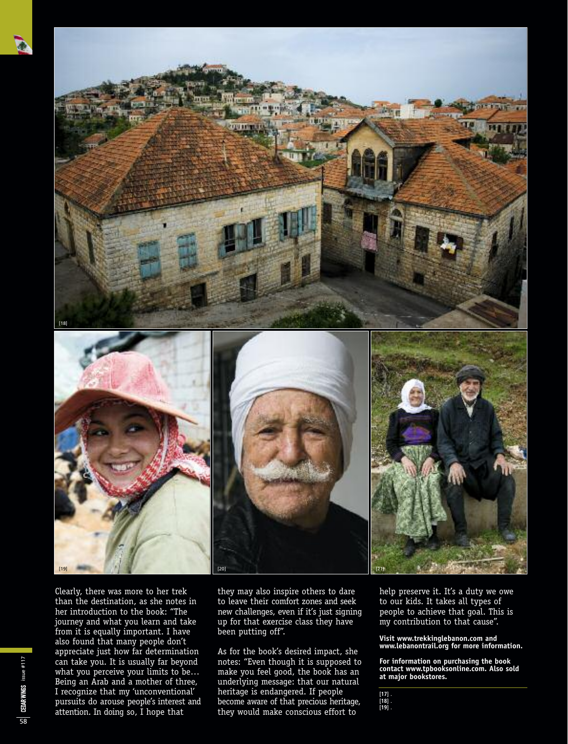Clearly, there was more to her trek than the destination, as she notes in her introduction to the book: "The journey and what you learn and take from it is equally important. I have also found that many people don't appreciate just how far determination can take you. It is usually far beyond what you perceive your limits to be… Being an Arab and a mother of three, I recognize that my 'unconventional' pursuits do arouse people's interest and attention. In doing so, I hope that they may also inspire others to dare to leave their comfort zones and seek new challenges, even if it's just signing up for that exercise class they have been putting off".

As for the book's desired impact, she notes: "Even though it is supposed to make you feel good, the book has an underlying message: that our natural heritage is endangered. If people become aware of that precious heritage, they would make conscious effort to help preserve it. It's a duty we owe to our kids. It takes all types of people to achieve that goal. This is my contribution to that cause".

**Visit www.trekkinglebanon.com and www.lebanontrail.org for more information.**

**For information on purchasing the book contact www.tpbooksonline.com. Also sold at major bookstores.**

**[17]** .
**[18]** .
**[19]** .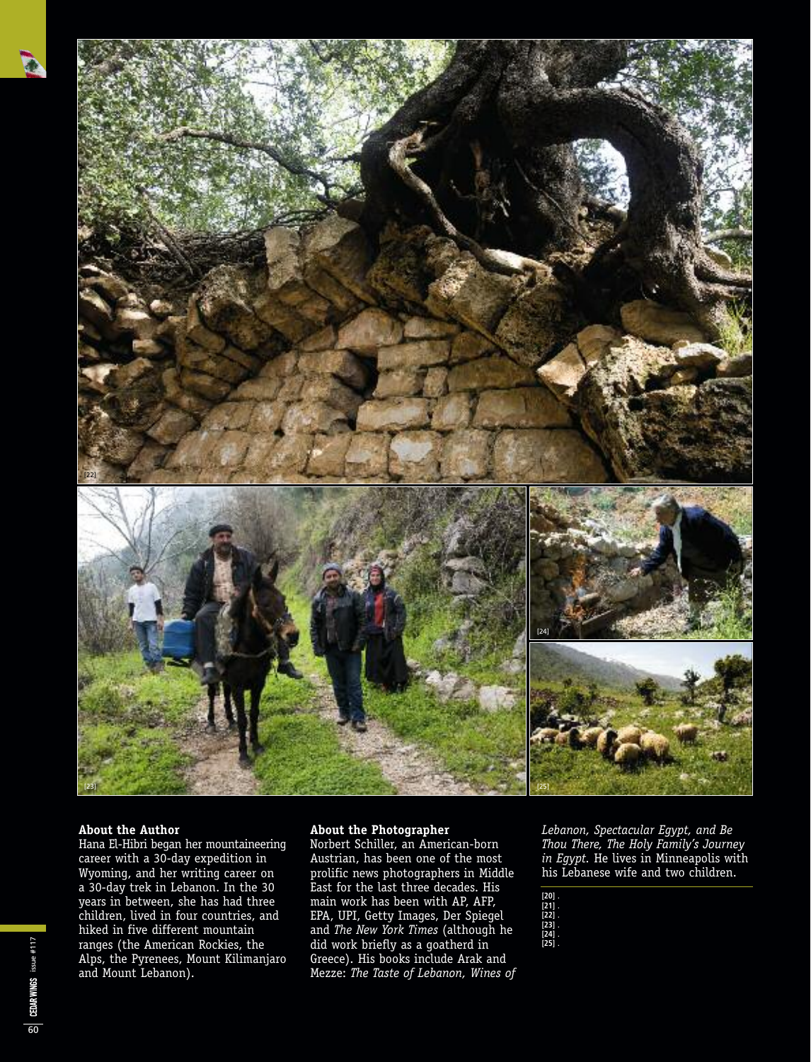## About the Author

Hana El-Hibri began her mountaineering career with a 30-day expedition in Wyoming, and her writing career on a 30-day trek in Lebanon. In the 30 years in between, she has had three children, lived in four countries, and hiked in five different mountain ranges (the American Rockies, the Alps, the Pyrenees, Mount Kilimanjaro and Mount Lebanon).

## About the Photographer

Norbert Schiller, an American-born Austrian, has been one of the most prolific news photographers in Middle East for the last three decades. His main work has been with AP, AFP, EPA, UPI, Getty Images, Der Spiegel and *The New York Times* (although he did work briefly as a goatherd in Greece). His books include Arak and Mezze: *The Taste of Lebanon, Wines of Lebanon, Spectacular Egypt, and Be Thou There, The Holy Family's Journey in Egypt.* He lives in Minneapolis with his Lebanese wife and two children.

[20] .
[21] .
[22] .
[23] .
[24] .
[25] .